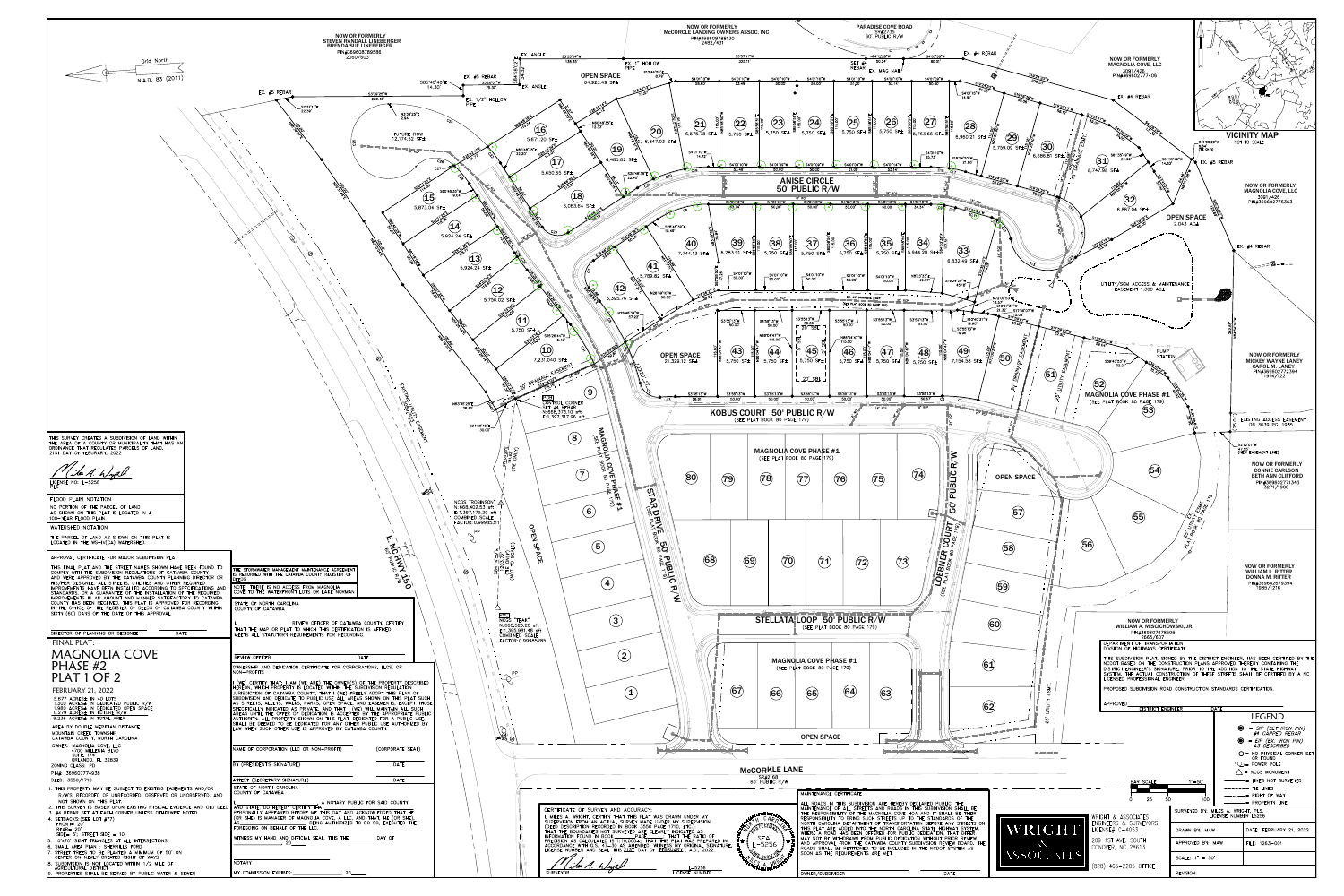# FINAL PLAT: MAGNOLIA COVE PHASE #2 PLAT 1 OF 2

FEBRUARY 21, 2022

5.677 ACRES IN 40 LOTS
1.300 ACRES IN DEDICATED PUBLIC R/W
1.965 ACRES IN DEDICATED OPEN SPACE
0.276 ACRES IN FUTURE R/W
9.218 ACRES IN TOTAL AREA

AREA BY DOUBLE MERIDIAN DISTANCE
MOUNTAIN CREEK TOWNSHIP
CATAWBA COUNTY, NORTH CAROLINA

OWNER: MAGNOLIA COVE, LLC
4700 MILLENIA BLVD
SUITE 175
ORLANDO, FL 32839

ZONING CLASS: PD
PIN: 369607774938
DEED: 3550/1710

1. THIS PROPERTY MAY BE SUBJECT TO EXISTING EASEMENTS AND/OR R/W'S, RECORDED OR UNRECORDED, OBSERVED OR UNOBSERVED, AND NOT SHOWN ON THIS PLAT.
2. THE SURVEY IS BASED UPON EXISTING PHYSICAL EVIDENCE AND OLD DEEDS.
3. #4 REBAR SET AT EACH CORNER UNLESS OTHERWISE NOTED.
4. SETBACKS (SEE LOT #77)
5. 10'x70' SIGHT TRIANGLES AT ALL INTERSECTIONS.
6. SMALL AREA PLAN – SHERRILLS FORD
7. STREET TREES TO BE PLANTED A MINIMUM OF 50' ON CENTER ON NEWLY DEDICATED RIGHT OF WAYS
8. SUBDIVISION IS NOT LOCATED WITHIN 1/2 MILE OF AGRICULTURAL DISTRICT
9. PROPERTIES SHALL BE SERVED BY PUBLIC WATER & SEWER

THIS SURVEY CREATES A SUBDIVISION OF LAND WITHIN THE AREA OF A COUNTY OR MUNICIPALITY THAT HAS AN ORDINANCE THAT REGULATES PARCELS OF LAND. 21ST DAY OF FEBRUARY, 2022

LICENSE NO. L-5256

## FLOOD PLAIN NOTATION

NO PORTION OF THE PARCEL OF LAND AS SHOWN ON THIS PLAT IS LOCATED IN A 100-YEAR FLOOD PLAIN.

## WATERSHED NOTATION

THE PARCEL OF LAND AS SHOWN ON THIS PLAT IS LOCATED IN THE WS-IV(CA) WATERSHED.

## APPROVAL CERTIFICATE FOR MAJOR SUBDIVISION PLAT

THIS FINAL PLAT AND THE STREET NAMES SHOWN HAVE BEEN FOUND TO COMPLY WITH THE SUBDIVISION REGULATIONS OF CATAWBA COUNTY AND WERE APPROVED BY THE CATAWBA COUNTY PLANNING DIRECTOR OR HIS/HER DESIGNEE. ALL STREETS, UTILITIES AND OTHER REQUIRED IMPROVEMENTS HAVE BEEN INSTALLED ACCORDING TO SPECIFICATIONS AND STANDARDS, OR A GUARANTEE OF THE INSTALLATION OF THE REQUIRED IMPROVEMENTS IN AN AMOUNT AND MANNER SATISFACTORY TO CATAWBA COUNTY HAS BEEN RECEIVED. THIS PLAT IS APPROVED FOR RECORDING IN THE OFFICE OF THE REGISTER OF DEEDS OF CATAWBA COUNTY WITHIN SIXTY (60) DAYS OF THE DATE OF THIS APPROVAL.

DIRECTOR OF PLANNING OR DESIGNEE ____ DATE ____

THE STORMWATER MANAGEMENT MAINTENANCE AGREEMENT IS RECORDED WITH THE CATAWBA COUNTY REGISTER OF DEEDS

NOTE: THERE IS NO ACCESS FROM MAGNOLIA COVE TO THE WATERFRONT LOTS OR LAKE NORMAN

STATE OF NORTH CAROLINA
COUNTY OF CATAWBA

I, ____ REVIEW OFFICER OF CATAWBA COUNTY, CERTIFY THAT THE MAP OR PLAT TO WHICH THIS CERTIFICATION IS AFFIXED MEETS ALL STATUTORY REQUIREMENTS FOR RECORDING.

REVIEW OFFICER ____ DATE ____

## OWNERSHIP AND DEDICATION CERTIFICATE FOR CORPORATIONS, LLCS, OR NON-PROFITS

THE OWNER(S) CERTIFY THAT, I AM (WE ARE) THE OWNER(S) OF THE PROPERTY DESCRIBED HEREON, WHICH PROPERTY IS LOCATED WITHIN THE SUBDIVISION REGULATION JURISDICTION OF CATAWBA COUNTY, THAT I (WE) FREELY ADOPT THIS PLAN OF SUBDIVISION AND DEDICATE TO PUBLIC USE ALL AREAS SHOWN ON THIS PLAT SUCH AS STREETS, ALLEYS, WALKS, PARKS, OPEN SPACE, AND EASEMENTS, EXCEPT THOSE SPECIFICALLY INDICATED AS PRIVATE, AND THAT I (WE) WILL MAINTAIN ALL SUCH AREAS UNTIL THE OFFER OF DEDICATION IS ACCEPTED BY THE APPROPRIATE PUBLIC AUTHORITY. ALL PROPERTY SHOWN ON THIS PLAT DEDICATED FOR A PUBLIC USE SHALL BE DEEMED TO BE DEDICATED FOR ANY OTHER PUBLIC USE AUTHORIZED BY LAW WHEN SUCH OTHER USE IS APPROVED BY CATAWBA COUNTY.

NAME OF CORPORATION (LLC OR NON-PROFIT) ____ (CORPORATE SEAL)

BY (PRESIDENT'S SIGNATURE) ____ DATE ____

ATTEST (SECRETARY SIGNATURE) ____ DATE ____

STATE OF NORTH CAROLINA
COUNTY OF CATAWBA

I, ____ A NOTARY PUBLIC FOR SAID COUNTY AND STATE, DO HEREBY CERTIFY THAT ____ PERSONALLY APPEARED BEFORE ME THIS DAY AND ACKNOWLEDGED THAT HE (OR SHE) IS MANAGER OF MAGNOLIA COVE, A LLC, AND THAT HE (OR SHE), BEING AUTHORIZED TO DO SO, EXECUTED THE FOREGOING ON BEHALF OF THE LLC.

WITNESS MY HAND AND OFFICIAL SEAL, THIS THE ____ DAY OF ____, 20____

NOTARY ____

MY COMMISSION EXPIRES: ____, 20____

## CERTIFICATE OF SURVEY AND ACCURACY

I, MILES A. WRIGHT, CERTIFY THAT THIS PLAT WAS DRAWN UNDER MY SUPERVISION FROM AN ACTUAL SURVEY MADE UNDER MY SUPERVISION (DEED DESCRIPTION RECORDED IN BOOK 3550 PAGE 1710); THAT THE BOUNDARIES NOT SURVEYED ARE CLEARLY INDICATED AS INFORMATION FOUND IN BOOK ____ PAGE ____; THAT THE RATIO OF PRECISION AS CALCULATED IS 1:10,000+; THAT THIS PLAT WAS PREPARED IN ACCORDANCE WITH G.S. 47-30 AS AMENDED. WITNESS MY ORIGINAL SIGNATURE, LICENSE NUMBER AND SEAL THIS 21ST DAY OF FEBRUARY, A.D., 2022

SURVEYOR ____ L-5256 LICENSE NUMBER

SEAL L-5256

## MAINTENANCE CERTIFICATE

ALL ROADS IN THIS SUBDIVISION ARE HEREBY DECLARED PUBLIC. THE MAINTENANCE OF ALL STREETS AND ROADS IN THIS SUBDIVISION SHALL BE THE RESPONSIBILITY OF THE MAGNOLIA COVE HOA AND IT SHALL BE THEIR RESPONSIBILITY TO BRING SUCH STREETS UP TO THE STANDARDS OF THE NORTH CAROLINA DEPARTMENT OF TRANSPORTATION BEFORE ANY STREETS ON THIS PLAT ARE ADDED TO THE STATE HIGHWAY SYSTEM FOR MAINTENANCE. WHERE A ROAD HAS BEEN OFFERED FOR PUBLIC DEDICATION, THAT OFFER MAY NOT BE WITHDRAWN FROM PUBLIC DEDICATION WITHOUT PRIOR REVIEW AND APPROVAL FROM THE CATAWBA COUNTY SUBDIVISION REVIEW BOARD. THE ROADS SHALL BE PETITIONED TO BE INCLUDED IN THE NCDOT SYSTEM AS SOON AS THE REQUIREMENTS ARE MET.

OWNER/SUBDIVIDER ____ DATE ____

## DEPARTMENT OF TRANSPORTATION DIVISION OF HIGHWAYS CERTIFICATE

THIS SUBDIVISION PLAT, SIGNED BY THE DISTRICT ENGINEER, WAS REVIEWED BY THE NCDOT BASED ON THE CONSTRUCTION PLANS APPROVED THEREBY CONTAINING THE DISTRICT ENGINEER'S SIGNATURE, PRIOR TO THE ADDITION TO THE STATE HIGHWAY SYSTEM. THE ACTUAL CONSTRUCTION OF THESE STREETS SHALL BE CERTIFIED BY A NC LICENSED PROFESSIONAL ENGINEER.

PROPOSED SUBDIVISION ROAD CONSTRUCTION STANDARDS CERTIFICATION.

APPROVED ____ DISTRICT ENGINEER ____ DATE ____

## LEGEND

- SIP (SET IRON PIN) #4 CAPPED REBAR
- EIP (EX. IRON PIN) AS DESCRIBED
- NO PHYSICAL CORNER SET OR FOUND
- POWER POLE
- NCGS MONUMENT
- LINES NOT SURVEYED
- TIE LINES
- RIGHT OF WAY
- PROPERTY LINE

BAR SCALE 1" = 50'

WRIGHT & ASSOCIATES ENGINEERS & SURVEYORS LICENSE# C-4053
209 1ST AVE. SOUTH CONOVER, NC 28613
(828) 465-2205 OFFICE

| | |
|---|---|
| SURVEYED BY: MILES A. WRIGHT, PLS. LICENSE NUMBER L5256 | |
| DRAWN BY: MAW | DATE: FEBRUARY 21, 2022 |
| APPROVED BY: MAW | FILE: 1263-001 |
| CHECKED BY: | SCALE: 1" = 50' |
| REVISION: | |

VICINITY MAP NOT TO SCALE

Grid North N.A.D. 83 (2011)

NOW OR FORMERLY STEVEN RANDALL LINEBERGER BRENDA SUE LINEBERGER PIN#369608789586 2060/953

NOW OR FORMERLY McCORKLE LANDING OWNERS ASSOC. INC PIN#369608796... 2462/431

PARADISE COVE ROAD SR#2125 60' PUBLIC R/W

NOW OR FORMERLY MAGNOLIA COVE, LLC 3091/425 PIN#369602777405

NOW OR FORMERLY MAGNOLIA COVE, LLC 3091/425 PIN#369602775363

NOW OR FORMERLY MICKEY WAYNE LANEY CAROL M. LANEY PIN#369602772384 1914/122

NOW OR FORMERLY CONNIE CARLSON BETH ANN CLIFFORD PIN#369602771343 3271/1900

NOW OR FORMERLY WILLIAM L. RITTER DONNA M. RITTER PIN#369602775394 1989/216

NOW OR FORMERLY WILLIAM A. MISOCHKOWSKI, JR. PIN#369607678595 2665/607

E. NC HWY 150 60' PUBLIC R/W

McCORKLE LANE SR#2168 60' PUBLIC R/W

ANISE CIRCLE 50' PUBLIC R/W

KOBUS COURT 50' PUBLIC R/W (SEE PLAT BOOK 80 PAGE 179)

STAR DRIVE 50' PUBLIC R/W (SEE PLAT BOOK 80 PAGE 179)

STELLATA LOOP 50' PUBLIC R/W (SEE PLAT BOOK 80 PAGE 179)

LOEBNER COURT 50' PUBLIC R/W

MAGNOLIA COVE PHASE #1 (SEE PLAT BOOK 80 PAGE 179)

FUTURE R/W 12,174.52 SF±

UTILITY/SCCN ACCESS & MAINTENANCE EASEMENT 1.308 AC±

PUMP STATION

EXISTING ACCESS EASEMENT DB 3639 PG 1935

| LOT | AREA |
|---|---|
| 10 | 7,231.040 SF± |
| 11 | 5,750 SF± |
| 12 | 5,756.02 SF± |
| 13 | 5,924.24 SF± |
| 14 | 5,924.24 SF± |
| 15 | 5,873.04 SF± |
| 16 | 5,671.20 SF± |
| 17 | 5,650.63 SF± |
| 18 | 6,063.84 SF± |
| 19 | 6,485.62 SF± |
| 20 | 6,847.03 SF± |
| 21 | 6,375.78 SF± |
| 22 | 5,750 SF± |
| 23 | 5,750 SF± |
| 24 | 5,750 SF± |
| 25 | 5,750 SF± |
| 26 | 5,750 SF± |
| 27 | 5,763.66 SF± |
| 28 | 6,960.21 SF± |
| 29 | 5,799.09 SF± |
| 30 | 6,686.51 SF± |
| 31 | 8,747.98 SF± |
| 32 | 6,887.04 SF± |
| 33 | 6,832.49 SF± |
| 34 | 5,944.29 SF± |
| 35 | 5,750 SF± |
| 36 | 5,750 SF± |
| 37 | 5,750 SF± |
| 38 | 5,750 SF± |
| 39 | 6,283.91 SF± |
| 40 | 7,744.13 SF± |
| 41 | 5,789.62 SF± |
| 42 | 6,305.76 SF± |
| 43 | 5,750 SF± |
| 44 | 5,750 SF± |
| 45 | 5,750 SF± |
| 46 | 5,750 SF± |
| 47 | 5,750 SF± |
| 48 | 5,750 SF± |
| 49 | 7,154.38 SF± |

OPEN SPACE 64,923.49 SF±

OPEN SPACE 21,328.12 SF±

OPEN SPACE 2,043 AC±

NCGS "ROBINSON" N: 668,402.53 sft E: 1,397,779.20 sft COMBINED SCALE FACTOR: 0.99985311

NCGS "TEAK" N: 665,523.20 sft E: 1,395,661.46 sft COMBINED SCALE FACTOR: 0.99985285

CONTROL CORNER SET #4 REBAR N: 668,372.70 sft E: 1,397,317.96 sft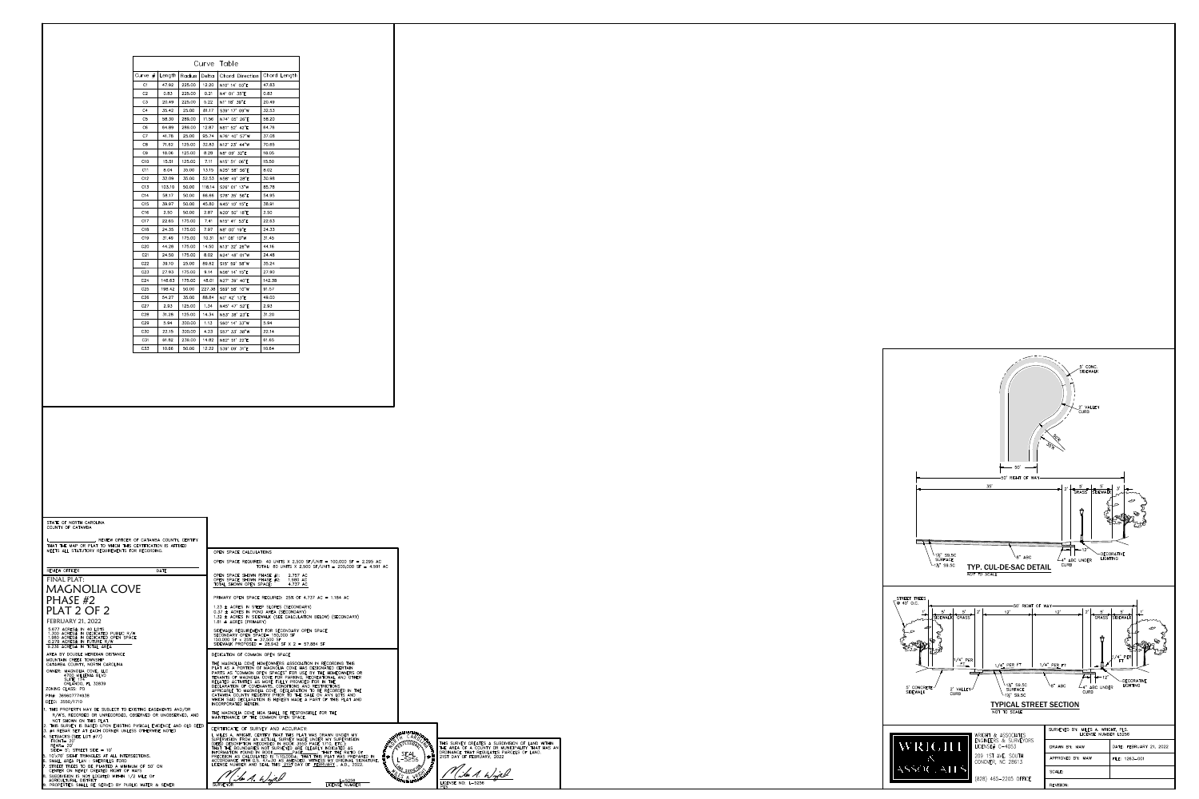## Curve Table

| Curve # | Length | Radius | Delta | Chord Direction | Chord Length |
|---|---|---|---|---|---|
| C1 | 47.92 | 225.00 | 12.20 | N10° 14' 03"E | 47.83 |
| C2 | 0.83 | 225.00 | 0.21 | N4° 01' 35"E | 0.83 |
| C3 | 20.49 | 225.00 | 5.22 | N1° 18' 39"E | 20.49 |
| C4 | 35.42 | 25.00 | 81.17 | S39° 17' 09"W | 32.53 |
| C5 | 58.30 | 289.00 | 11.56 | N74° 05' 26"E | 58.20 |
| C6 | 64.89 | 289.00 | 12.87 | N61° 52' 43"E | 64.76 |
| C7 | 41.76 | 25.00 | 95.74 | N76° 40' 57"W | 37.08 |
| C8 | 71.62 | 125.00 | 32.83 | N12° 23' 44"W | 70.65 |
| C9 | 18.06 | 125.00 | 8.28 | N8° 09' 32"E | 18.05 |
| C10 | 15.51 | 125.00 | 7.11 | N15° 51' 06"E | 15.50 |
| C11 | 8.04 | 35.00 | 13.15 | N25° 58' 56"E | 8.02 |
| C12 | 32.09 | 35.00 | 52.53 | N58° 49' 28"E | 30.98 |
| C13 | 103.10 | 50.00 | 118.14 | S36° 01' 13"W | 85.78 |
| C14 | 58.17 | 50.00 | 66.66 | S78° 35' 56"E | 54.95 |
| C15 | 39.97 | 50.00 | 45.80 | N45° 10' 15"E | 38.91 |
| C16 | 2.50 | 50.00 | 2.87 | N20° 52' 18"E | 2.50 |
| C17 | 22.65 | 175.00 | 7.41 | N15° 41' 53"E | 22.63 |
| C18 | 24.35 | 175.00 | 7.97 | N8° 00' 19"E | 24.33 |
| C19 | 31.49 | 175.00 | 10.31 | N1° 08' 10"W | 31.45 |
| C20 | 44.28 | 175.00 | 14.50 | N13° 32' 25"W | 44.16 |
| C21 | 24.50 | 175.00 | 8.02 | N24° 48' 01"W | 24.48 |
| C22 | 39.10 | 25.00 | 89.62 | S15° 59' 58"W | 35.24 |
| C23 | 27.93 | 175.00 | 9.14 | N56° 14' 15"E | 27.90 |
| C24 | 146.63 | 175.00 | 48.01 | N27° 39' 40"E | 142.38 |
| C25 | 198.42 | 50.00 | 227.38 | S62° 58' 10"W | 91.57 |
| C26 | 54.27 | 35.00 | 88.84 | N0° 42' 13"E | 49.00 |
| C27 | 2.93 | 125.00 | 1.34 | N45° 47' 52"E | 2.93 |
| C28 | 31.28 | 125.00 | 14.34 | N53° 38' 23"E | 31.20 |
| C29 | 5.94 | 300.00 | 1.13 | S60° 14' 33"W | 5.94 |
| C30 | 22.15 | 300.00 | 4.23 | S57° 33' 36"W | 22.14 |
| C31 | 61.92 | 239.00 | 14.82 | N62° 51' 22"E | 61.65 |
| C32 | 10.66 | 50.00 | 12.22 | S39° 09' 31"E | 10.64 |

STATE OF NORTH CAROLINA
COUNTY OF CATAWBA

I, ______________________ REVIEW OFFICER OF CATAWBA COUNTY, CERTIFY THAT THE MAP OR PLAT TO WHICH THIS CERTIFICATION IS AFFIXED MEETS ALL STATUTORY REQUIREMENTS FOR RECORDING.

REVIEW OFFICER ______________ DATE ______________

# FINAL PLAT: MAGNOLIA COVE PHASE #2 PLAT 2 OF 2

FEBRUARY 21, 2022

5.677 ACRES± IN 40 LOTS
1.300 ACRES± IN DEDICATED PUBLIC R/W
1.980 ACRES± IN DEDICATED OPEN SPACE
0.279 ACRES± IN FUTURE R/W
9.236 ACRES± IN TOTAL AREA

AREA BY DOUBLE MERIDIAN DISTANCE

MOUNTAIN CREEK TOWNSHIP
CATAWBA COUNTY, NORTH CAROLINA

OWNER: MAGNOLIA COVE, LLC
4700 MILLENIA BLVD
SUITE 124
ORLANDO, FL 32839

ZONING CLASS: PD

PIN#: 369607774938

DEED: 3550/1710

1. THIS PROPERTY MAY BE SUBJECT TO EXISTING EASEMENTS AND/OR R/W'S, RECORDED OR UNRECORDED, OBSERVED OR UNOBSERVED, AND NOT SHOWN ON THIS PLAT.
2. THIS SURVEY IS BASED UPON EXISTING PYSICAL EVIDENCE AND OLD DEED.
3. #4 REBAR SET AT EACH CORNER UNLESS OTHERWISE NOTED.
4. SETBACKS (SEE LOT #77): FRONT= 30', REAR= 20', SIDE= 5'; STREET SIDE = 10'
5. 10'x70' SIGHT TRIANGLES AT ALL INTERSECTIONS.
6. SMALL AREA PLAN : SHERRILLS FORD
7. STREET TREES TO BE PLANTED A MINIMUM OF 50' ON CENTER ON NEWLY CREATED RIGHT OF WAYS
8. SUBDIVISION IS NOT LOCATED WITHIN 1/2 MILE OF AGRICULTURAL DISTRICT
9. PROPERTIES SHALL BE SERVED BY PUBLIC WATER & SEWER

### OPEN SPACE CALCULATIONS

OPEN SPACE REQUIRED: 40 UNITS X 2,500 SF/UNIT = 100,000 SF = 2.295 AC
TOTAL: 80 UNITS X 2,500 SF/UNIT = 200,000 SF = 4.591 AC

OPEN SPACE SHOWN PHASE #1: 2.757 AC
OPEN SPACE SHOWN PHASE #2: 1.980 AC
TOTAL SHOWN OPEN SPACE: 4.737 AC

PRIMARY OPEN SPACE REQUIRED: 25% OF 4.737 AC = 1.184 AC

1.23 ± ACRES IN STEEP SLOPES (SECONDARY)
0.37 ± ACRES IN POND AREA (SECONDARY)
1.32 ± ACRES IN SIDEWALK (SEE CALCULATION BELOW) (SECONDARY)
1.81 ± ACRES (PRIMARY)

SIDEWALK REQUIREMENT FOR SECONDARY OPEN SPACE
SECONDARY OPEN SPACE= 150,000 SF
150,000 SF x 25% = 37,500 SF
SIDEWALK PROPOSED = 28,942 SF X 2 = 57,884 SF

### DEDICATION OF COMMON OPEN SPACE

THE MAGNOLIA COVE HOMEOWNERS ASSOCIATION IN RECORDING THIS PLAT AS A PORTION OF MAGNOLIA COVE HAS DESIGNATED CERTAIN PARTS AS "COMMON OPEN SPACES" FOR USE BY THE HOMEOWNERS OR TENANTS OF MAGNOLIA COVE FOR PARKING, RECREATIONAL AND OTHER RELATED ACTIVITIES AS MORE FULLY PROVIDED FOR IN THE DECLARATION OF COVENANTS, CONDITIONS AND RESTRICTIONS APPLICABLE TO MAGNOLIA COVE, DECLARATION TO BE RECORDED IN THE CATAWBA COUNTY REGISTRY PRIOR TO THE SALE ON ANY LOTS AND WHICH SAID DECLARATION IS HEREBY MADE A PART OF THIS PLAT AND INCORPORATED HEREIN.

THE MAGNOLIA COVE HOA SHALL BE RESPONSIBLE FOR THE MAINTENANCE OF THE COMMON OPEN SPACE.

### CERTIFICATE OF SURVEY AND ACCURACY:

I, MILES A. WRIGHT, CERTIFY THAT THIS PLAT WAS DRAWN UNDER MY SUPERVISION FROM AN ACTUAL SURVEY MADE UNDER MY SUPERVISION (DEED DESCRIPTION RECORDED IN BOOK 3550 PAGE 1710, ETC.); THAT THE BOUNDARIES NOT SURVEYED ARE CLEARLY INDICATED AS INFORMATION FOUND IN BOOK ______ PAGE ______; THAT THE RATIO OF PRECISION AS CALCULATED IS 1:10,000+; THAT THIS PLAT WAS PREPARED IN ACCORDANCE WITH G.S. 47-30 AS AMENDED. WITNESS MY ORIGINAL SIGNATURE, LICENSE NUMBER AND SEAL THIS 21ST DAY OF FEBRUARY, A.D., 2022.

SURVEYOR ______________ L-5256 LICENSE NUMBER

SEAL L-5256

THIS SURVEY CREATES A SUBDIVISION OF LAND WITHIN THE AREA OF A COUNTY OR MUNICIPALITY THAT HAS AN ORDINANCE THAT REGULATES PARCELS OF LAND.
21ST DAY OF FEBRUARY, 2022

LICENSE NO. L-5256

### TYP. CUL-DE-SAC DETAIL
NOT TO SCALE

5' CONC. SIDEWALK
2' VALLEY CURB
50'R
35'R
50'
50' RIGHT OF WAY
35'
2' 5' GRASS 5' SIDEWALK 3'
1½" S9.5C SURFACE
1½" S9.5C
8" ABC
4" ABC UNDER CURB
12"
DECORATIVE LIGHTING

### TYPICAL STREET SECTION
NOT TO SCALE

STREET TREES @ 40' O.C.
50' RIGHT OF WAY
1' 5' SIDEWALK 5' GRASS 2' 12' 12' 2' 5' GRASS 5' SIDEWALK 1'
1/4" PER FT
1/4" PER FT
1/4" PER FT
1/4" PER FT
5' CONCRETE SIDEWALK
2' VALLEY CURB
1½" S9.5C SURFACE
1½" S9.5C
8" ABC
4" ABC UNDER CURB
12"
DECORATIVE LIGHTING

WRIGHT & ASSOCIATES
WRIGHT & ASSOCIATES ENGINEERS & SURVEYORS LICENSE# C-4053
209 1ST AVE. SOUTH CONOVER, NC 28613
(828) 465-2205 OFFICE

SURVEYED BY: MILES A. WRIGHT, PLS. LICENSE NUMBER L5256
DRAWN BY: MAW | DATE: FEBRUARY 21, 2022
APPROVED BY: MAW | FILE: 1263-001
SCALE:
REVISION: